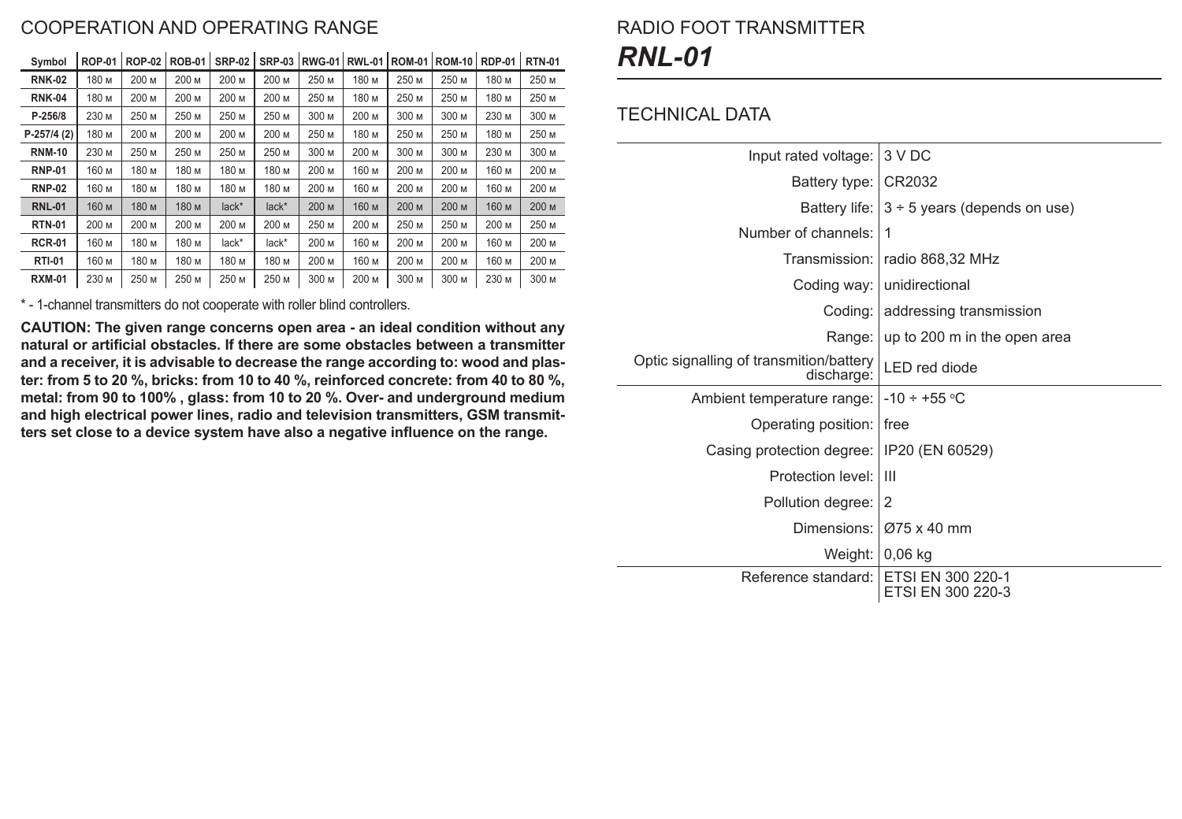## COOPERATION AND OPERATING RANGE

| Symbol | ROP-01 | ROP-02 | ROB-01 | SRP-02 | SRP-03 | RWG-01 | RWL-01 | ROM-01 | ROM-10 | RDP-01 | RTN-01 |
|---|---|---|---|---|---|---|---|---|---|---|---|
| RNK-02 | 180 м | 200 м | 200 м | 200 м | 200 м | 250 м | 180 м | 250 м | 250 м | 180 м | 250 м |
| RNK-04 | 180 м | 200 м | 200 м | 200 м | 200 м | 250 м | 180 м | 250 м | 250 м | 180 м | 250 м |
| P-256/8 | 230 м | 250 м | 250 м | 250 м | 250 м | 300 м | 200 м | 300 м | 300 м | 230 м | 300 м |
| P-257/4 (2) | 180 м | 200 м | 200 м | 200 м | 200 м | 250 м | 180 м | 250 м | 250 м | 180 м | 250 м |
| RNM-10 | 230 м | 250 м | 250 м | 250 м | 250 м | 300 м | 200 м | 300 м | 300 м | 230 м | 300 м |
| RNP-01 | 160 м | 180 м | 180 м | 180 м | 180 м | 200 м | 160 м | 200 м | 200 м | 160 м | 200 м |
| RNP-02 | 160 м | 180 м | 180 м | 180 м | 180 м | 200 м | 160 м | 200 м | 200 м | 160 м | 200 м |
| RNL-01 | 160 м | 180 м | 180 м | lack* | lack* | 200 м | 160 м | 200 м | 200 м | 160 м | 200 м |
| RTN-01 | 200 м | 200 м | 200 м | 200 м | 200 м | 250 м | 200 м | 250 м | 250 м | 200 м | 250 м |
| RCR-01 | 160 м | 180 м | 180 м | lack* | lack* | 200 м | 160 м | 200 м | 200 м | 160 м | 200 м |
| RTI-01 | 160 м | 180 м | 180 м | 180 м | 180 м | 200 м | 160 м | 200 м | 200 м | 160 м | 200 м |
| RXM-01 | 230 м | 250 м | 250 м | 250 м | 250 м | 300 м | 200 м | 300 м | 300 м | 230 м | 300 м |

* - 1-channel transmitters do not cooperate with roller blind controllers.

**CAUTION: The given range concerns open area - an ideal condition without any natural or artificial obstacles. If there are some obstacles between a transmitter and a receiver, it is advisable to decrease the range according to: wood and plaster: from 5 to 20 %, bricks: from 10 to 40 %, reinforced concrete: from 40 to 80 %, metal: from 90 to 100% , glass: from 10 to 20 %. Over- and underground medium and high electrical power lines, radio and television transmitters, GSM transmitters set close to a device system have also a negative influence on the range.**

## RADIO FOOT TRANSMITTER

# *RNL-01*

## TECHNICAL DATA

| | |
|---|---|
| Input rated voltage: | 3 V DC |
| Battery type: | CR2032 |
| Battery life: | 3 ÷ 5 years (depends on use) |
| Number of channels: | 1 |
| Transmission: | radio 868,32 MHz |
| Coding way: | unidirectional |
| Coding: | addressing transmission |
| Range: | up to 200 m in the open area |
| Optic signalling of transmition/battery discharge: | LED red diode |
| Ambient temperature range: | -10 ÷ +55 °C |
| Operating position: | free |
| Casing protection degree: | IP20 (EN 60529) |
| Protection level: | III |
| Pollution degree: | 2 |
| Dimensions: | Ø75 x 40 mm |
| Weight: | 0,06 kg |
| Reference standard: | ETSI EN 300 220-1<br>ETSI EN 300 220-3 |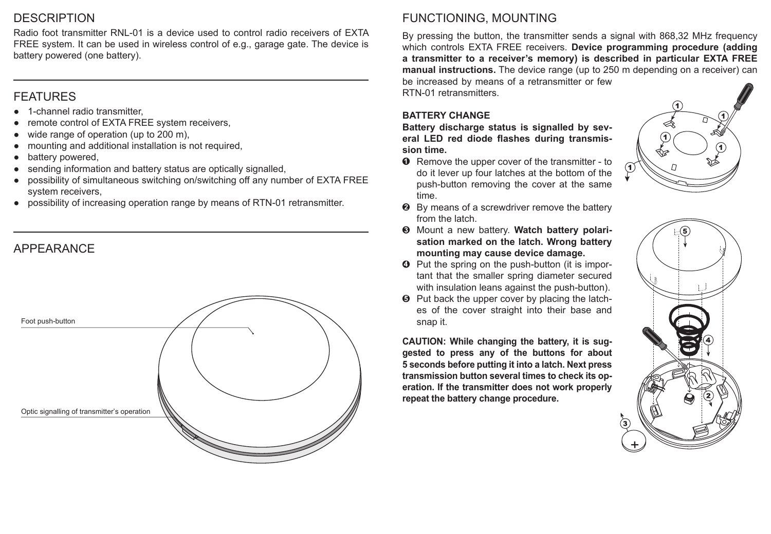## DESCRIPTION

Radio foot transmitter RNL-01 is a device used to control radio receivers of EXTA FREE system. It can be used in wireless control of e.g., garage gate. The device is battery powered (one battery).

## FEATURES

- 1-channel radio transmitter,
- remote control of EXTA FREE system receivers,
- wide range of operation (up to 200 m),
- mounting and additional installation is not required,
- battery powered,
- sending information and battery status are optically signalled,
- possibility of simultaneous switching on/switching off any number of EXTA FREE system receivers,
- possibility of increasing operation range by means of RTN-01 retransmitter.

## APPEARANCE

Foot push-button

Optic signalling of transmitter's operation

## FUNCTIONING, MOUNTING

By pressing the button, the transmitter sends a signal with 868,32 MHz frequency which controls EXTA FREE receivers. **Device programming procedure (adding a transmitter to a receiver's memory) is described in particular EXTA FREE manual instructions.** The device range (up to 250 m depending on a receiver) can be increased by means of a retransmitter or few RTN-01 retransmitters.

### BATTERY CHANGE

**Battery discharge status is signalled by several LED red diode flashes during transmission time.**

1. Remove the upper cover of the transmitter - to do it lever up four latches at the bottom of the push-button removing the cover at the same time.
2. By means of a screwdriver remove the battery from the latch.
3. Mount a new battery. **Watch battery polarisation marked on the latch. Wrong battery mounting may cause device damage.**
4. Put the spring on the push-button (it is important that the smaller spring diameter secured with insulation leans against the push-button).
5. Put back the upper cover by placing the latches of the cover straight into their base and snap it.

**CAUTION: While changing the battery, it is suggested to press any of the buttons for about 5 seconds before putting it into a latch. Next press transmission button several times to check its operation. If the transmitter does not work properly repeat the battery change procedure.**